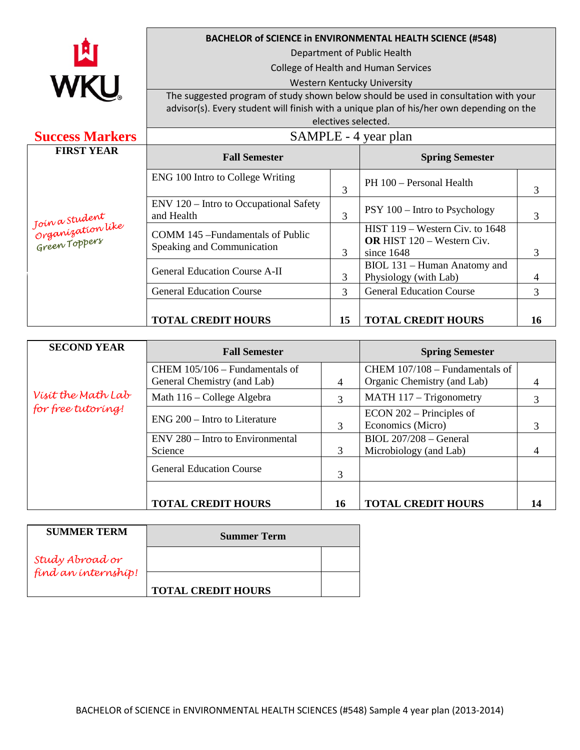WKU

**BACHELOR of SCIENCE in ENVIRONMENTAL HEALTH SCIENCE (#548)**

Department of Public Health

College of Health and Human Services

Western Kentucky University

The suggested program of study shown below should be used in consultation with your advisor(s). Every student will finish with a unique plan of his/her own depending on the electives selected.

## Success Markers

SAMPLE - 4 year plan

| FIRST YEAR | Fall Semester | | Spring Semester | |
|---|---|---|---|---|
| *Join a Student Organization like Green Toppers* | ENG 100 Intro to College Writing | 3 | PH 100 – Personal Health | 3 |
| | ENV 120 – Intro to Occupational Safety and Health | 3 | PSY 100 – Intro to Psychology | 3 |
| | COMM 145 –Fundamentals of Public Speaking and Communication | 3 | HIST 119 – Western Civ. to 1648 **OR** HIST 120 – Western Civ. since 1648 | 3 |
| | General Education Course A-II | 3 | BIOL 131 – Human Anatomy and Physiology (with Lab) | 4 |
| | General Education Course | 3 | General Education Course | 3 |
| | **TOTAL CREDIT HOURS** | **15** | **TOTAL CREDIT HOURS** | **16** |

| SECOND YEAR | Fall Semester | | Spring Semester | |
|---|---|---|---|---|
| *Visit the Math Lab for free tutoring!* | CHEM 105/106 – Fundamentals of General Chemistry (and Lab) | 4 | CHEM 107/108 – Fundamentals of Organic Chemistry (and Lab) | 4 |
| | Math 116 – College Algebra | 3 | MATH 117 – Trigonometry | 3 |
| | ENG 200 – Intro to Literature | 3 | ECON 202 – Principles of Economics (Micro) | 3 |
| | ENV 280 – Intro to Environmental Science | 3 | BIOL 207/208 – General Microbiology (and Lab) | 4 |
| | General Education Course | 3 | | |
| | **TOTAL CREDIT HOURS** | **16** | **TOTAL CREDIT HOURS** | **14** |

| SUMMER TERM | Summer Term | |
|---|---|---|
| *Study Abroad or find an internship!* | | |
| | **TOTAL CREDIT HOURS** | |

BACHELOR of SCIENCE in ENVIRONMENTAL HEALTH SCIENCES (#548) Sample 4 year plan (2013-2014)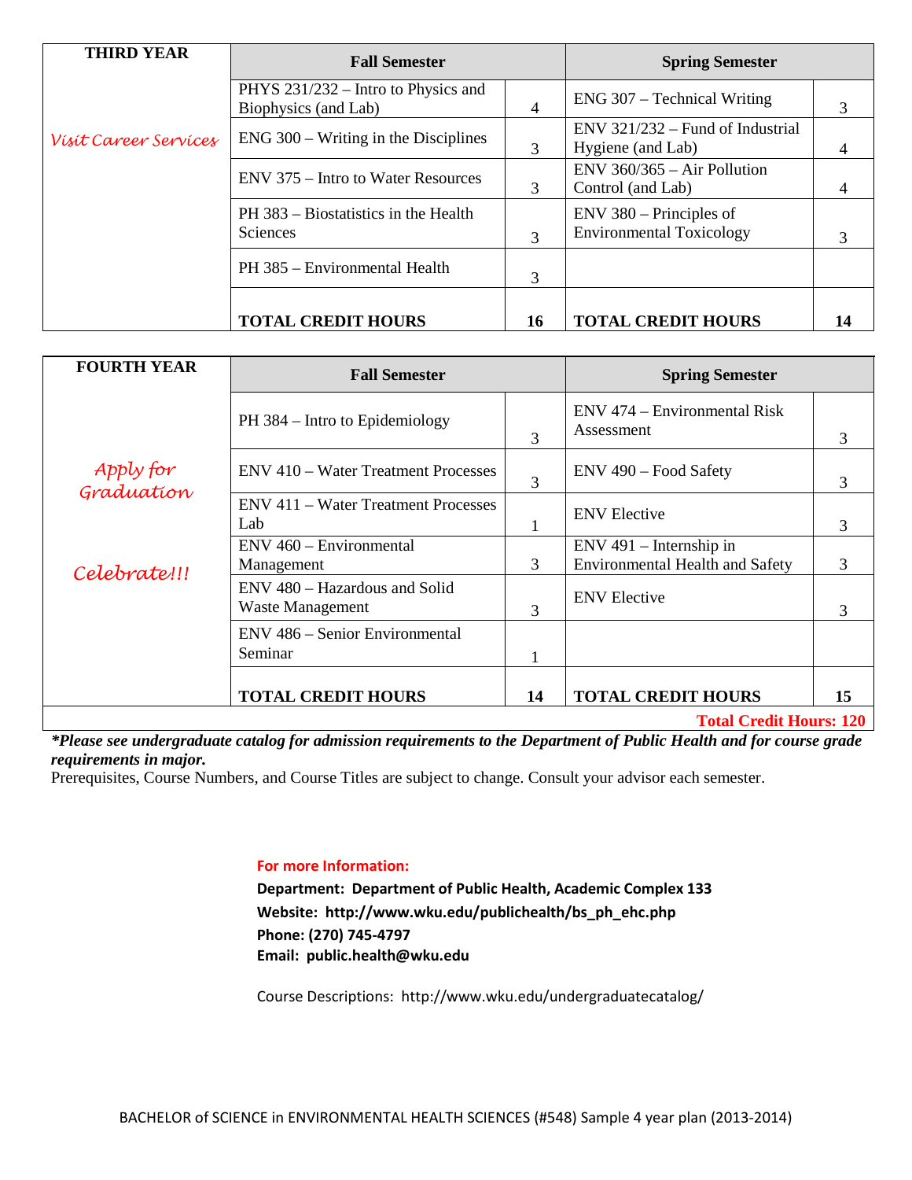| THIRD YEAR | Fall Semester | | Spring Semester | |
|---|---|---|---|---|
| *Visit Career Services* | PHYS 231/232 – Intro to Physics and Biophysics (and Lab) | 4 | ENG 307 – Technical Writing | 3 |
| | ENG 300 – Writing in the Disciplines | 3 | ENV 321/232 – Fund of Industrial Hygiene (and Lab) | 4 |
| | ENV 375 – Intro to Water Resources | 3 | ENV 360/365 – Air Pollution Control (and Lab) | 4 |
| | PH 383 – Biostatistics in the Health Sciences | 3 | ENV 380 – Principles of Environmental Toxicology | 3 |
| | PH 385 – Environmental Health | 3 | | |
| | **TOTAL CREDIT HOURS** | **16** | **TOTAL CREDIT HOURS** | **14** |

| FOURTH YEAR | Fall Semester | | Spring Semester | |
|---|---|---|---|---|
| *Apply for Graduation* | PH 384 – Intro to Epidemiology | 3 | ENV 474 – Environmental Risk Assessment | 3 |
| | ENV 410 – Water Treatment Processes | 3 | ENV 490 – Food Safety | 3 |
| | ENV 411 – Water Treatment Processes Lab | 1 | ENV Elective | 3 |
| *Celebrate!!!* | ENV 460 – Environmental Management | 3 | ENV 491 – Internship in Environmental Health and Safety | 3 |
| | ENV 480 – Hazardous and Solid Waste Management | 3 | ENV Elective | 3 |
| | ENV 486 – Senior Environmental Seminar | 1 | | |
| | **TOTAL CREDIT HOURS** | **14** | **TOTAL CREDIT HOURS** | **15** |
| | | | **Total Credit Hours: 120** | |

***Please see undergraduate catalog for admission requirements to the Department of Public Health and for course grade requirements in major.**

Prerequisites, Course Numbers, and Course Titles are subject to change. Consult your advisor each semester.

**For more Information:**

**Department: Department of Public Health, Academic Complex 133**
**Website: http://www.wku.edu/publichealth/bs_ph_ehc.php**
**Phone: (270) 745-4797**
**Email: public.health@wku.edu**

Course Descriptions: http://www.wku.edu/undergraduatecatalog/

BACHELOR of SCIENCE in ENVIRONMENTAL HEALTH SCIENCES (#548) Sample 4 year plan (2013-2014)